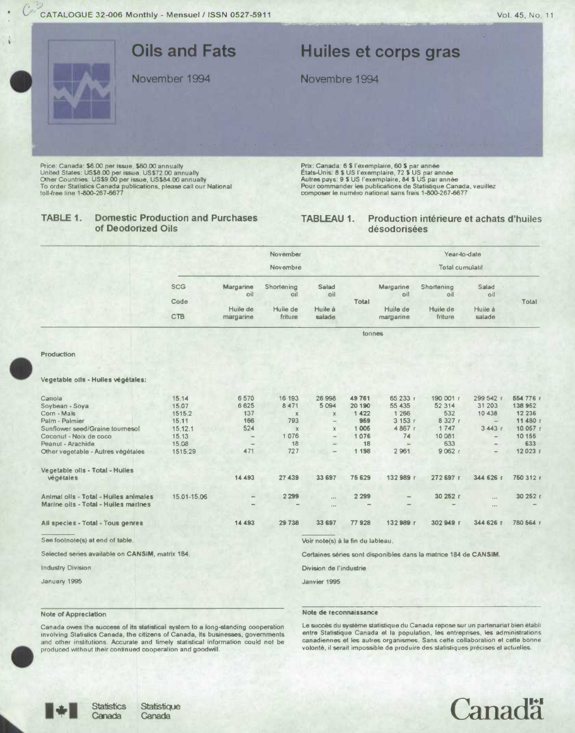CATALOGUE 32-006 Monthly - Mensuel / ISSN 0527-5911

# Oils and Fats / Huiles et corps gras

November 1994 / Novembre 1994

Price: Canada: $6.00 per issue, $60.00 annually
United States: US$8.00 per issue, US$72.00 annually
Other Countries: US$9.00 per issue, US$84.00 annually
To order Statistics Canada publications, please call our National toll-free line 1-800-267-6677

Prix: Canada: 6 $ l'exemplaire, 60 $ par année
États-Unis: 8 $ US l'exemplaire, 72 $ US par année
Autres pays: 9 $ US l'exemplaire, 84 $ US par année
Pour commander les publications de Statistique Canada, veuillez composer le numéro national sans frais 1-800-267-6677

## TABLE 1. Domestic Production and Purchases of Deodorized Oils

## TABLEAU 1. Production intérieure et achats d'huiles désodorisées

| | SCG Code / CTB | November / Novembre | | | | Year-to-date / Total cumulatif | | | |
|---|---|---|---|---|---|---|---|---|---|
| | | Margarine oil / Huile de margarine | Shortening oil / Huile de friture | Salad oil / Huile à salade | Total | Margarine oil / Huile de margarine | Shortening oil / Huile de friture | Salad oil / Huile à salade | Total |
| | | tonnes | | | | | | | |
| **Production** | | | | | | | | | |
| **Vegetable oils - Huiles végétales:** | | | | | | | | | |
| Canola | 15.14 | 6 570 | 16 193 | 26 998 | 49 761 | 65 233 r | 190 001 r | 299 542 r | 554 776 r |
| Soybean - Soya | 15.07 | 6 625 | 8 471 | 5 094 | 20 190 | 55 435 | 52 314 | 31 203 | 138 952 |
| Corn - Maïs | 1515.2 | 137 | x | x | 1 422 | 1 266 | 532 | 10 438 | 12 236 |
| Palm - Palmier | 15.11 | 166 | 793 | – | 959 | 3 153 r | 8 327 r | – | 11 480 r |
| Sunflower seed/Graine tournesol | 15.12.1 | 524 | x | x | 1 005 | 4 867 r | 1 747 | 3 443 r | 10 057 r |
| Coconut - Noix de coco | 15.13 | – | 1 076 | – | 1 076 | 74 | 10 081 | – | 10 155 |
| Peanut - Arachide | 15.08 | – | 18 | – | 18 | – | 633 | – | 633 |
| Other vegetable - Autres végétales | 1515.29 | 471 | 727 | – | 1 198 | 2 961 | 9 062 r | – | 12 023 r |
| **Vegetable oils - Total - Huiles végétales** | | 14 493 | 27 439 | 33 697 | 75 629 | 132 989 r | 272 697 r | 344 626 r | 750 312 r |
| **Animal oils - Total - Huiles animales** | 15.01-15.06 | – | 2 299 | ... | 2 299 | – | 30 252 r | ... | 30 252 r |
| **Marine oils - Total - Huiles marines** | | – | – | ... | – | – | – | ... | – |
| **All species - Total - Tous genres** | | 14 493 | 29 738 | 33 697 | 77 928 | 132 989 r | 302 949 r | 344 626 r | 780 564 r |

See footnote(s) at end of table. / Voir note(s) à la fin du tableau.

Selected series available on CANSIM, matrix 184. / Certaines séries sont disponibles dans la matrice 184 de CANSIM.

Industry Division / Division de l'industrie

January 1995 / Janvier 1995

### Note of Appreciation

Canada owes the success of its statistical system to a long-standing cooperation involving Statistics Canada, the citizens of Canada, its businesses, governments and other institutions. Accurate and timely statistical information could not be produced without their continued cooperation and goodwill.

### Note de reconnaissance

Le succès du système statistique du Canada repose sur un partenariat bien établi entre Statistique Canada et la population, les entreprises, les administrations canadiennes et les autres organismes. Sans cette collaboration et cette bonne volonté, il serait impossible de produire des statistiques précises et actuelles.

Statistics Canada / Statistique Canada

Canada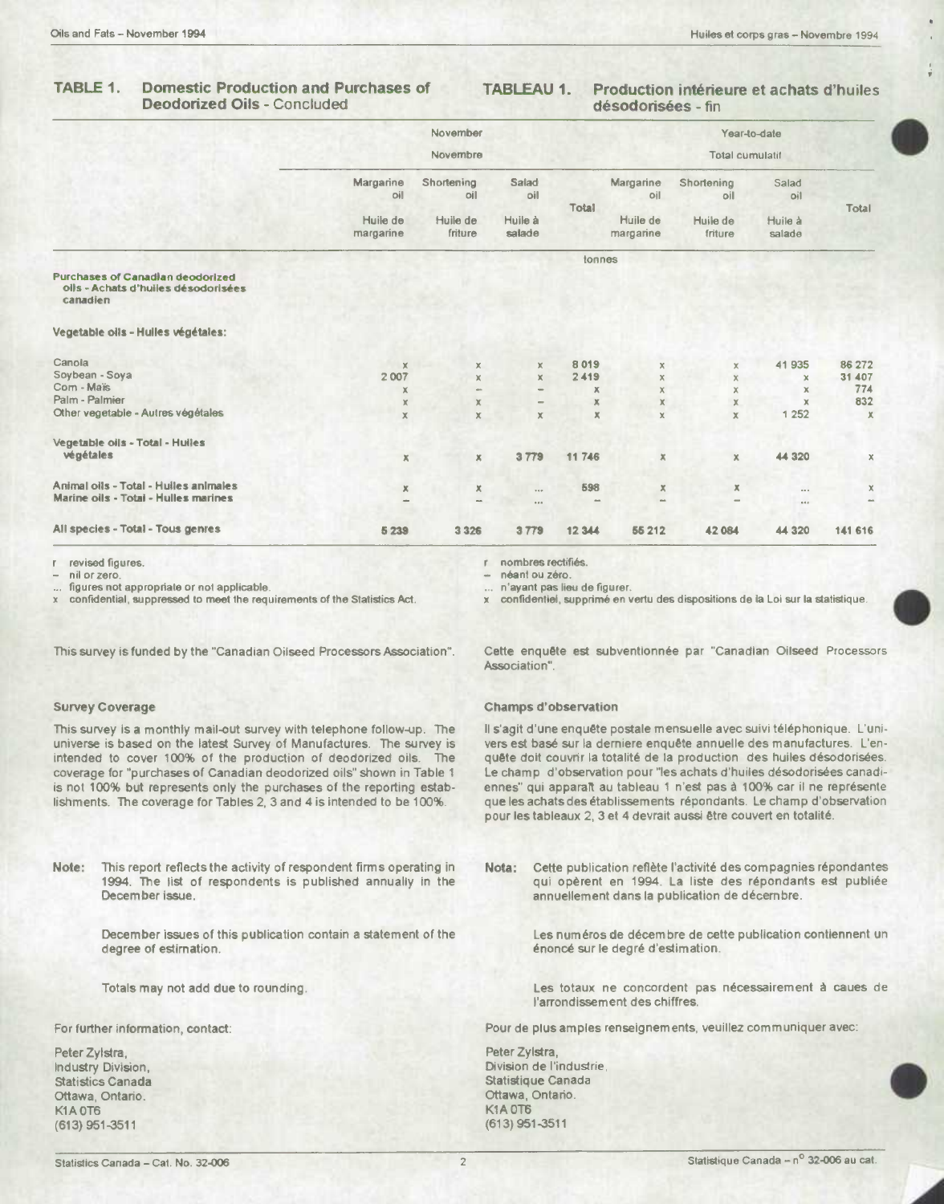## TABLE 1. Domestic Production and Purchases of Deodorized Oils - Concluded

## TABLEAU 1. Production intérieure et achats d'huiles désodorisées - fin

| | November / Novembre | | | | Year-to-date / Total cumulatif | | | |
|---|---|---|---|---|---|---|---|---|
| | Margarine oil / Huile de margarine | Shortening oil / Huile de friture | Salad oil / Huile à salade | Total | Margarine oil / Huile de margarine | Shortening oil / Huile de friture | Salad oil / Huile à salade | Total |
| | tonnes | | | | | | | |
| **Purchases of Canadian deodorized oils - Achats d'huiles désodorisées canadien** | | | | | | | | |
| **Vegetable oils - Huiles végétales:** | | | | | | | | |
| Canola | x | x | x | 8 019 | x | x | 41 935 | 86 272 |
| Soybean - Soya | 2 007 | x | x | 2 419 | x | x | x | 31 407 |
| Corn - Maïs | x | – | – | x | x | x | x | 774 |
| Palm - Palmier | x | x | – | x | x | x | x | 832 |
| Other vegetable - Autres végétales | x | x | x | x | x | x | 1 252 | x |
| **Vegetable oils - Total - Huiles végétales** | x | x | 3 779 | 11 746 | x | x | 44 320 | x |
| **Animal oils - Total - Huiles animales** | x | x | ... | 598 | x | x | ... | x |
| **Marine oils - Total - Huiles marines** | – | – | ... | – | – | – | ... | – |
| **All species - Total - Tous genres** | 5 239 | 3 326 | 3 779 | 12 344 | 55 212 | 42 084 | 44 320 | 141 616 |

r revised figures.
– nil or zero.
... figures not appropriate or not applicable.
x confidential, suppressed to meet the requirements of the Statistics Act.

r nombres rectifiés.
– néant ou zéro.
... n'ayant pas lieu de figurer.
x confidentiel, supprimé en vertu des dispositions de la Loi sur la statistique.

This survey is funded by the "Canadian Oilseed Processors Association".

Cette enquête est subventionnée par "Canadian Oilseed Processors Association".

### Survey Coverage

This survey is a monthly mail-out survey with telephone follow-up. The universe is based on the latest Survey of Manufactures. The survey is intended to cover 100% of the production of deodorized oils. The coverage for "purchases of Canadian deodorized oils" shown in Table 1 is not 100% but represents only the purchases of the reporting establishments. The coverage for Tables 2, 3 and 4 is intended to be 100%.

### Champs d'observation

Il s'agit d'une enquête postale mensuelle avec suivi téléphonique. L'univers est basé sur la derniere enquête annuelle des manufactures. L'enquête doit couvrir la totalité de la production des huiles désodorisées. Le champ d'observation pour "les achats d'huiles désodorisées canadiennes" qui apparaît au tableau 1 n'est pas à 100% car il ne représente que les achats des établissements répondants. Le champ d'observation pour les tableaux 2, 3 et 4 devrait aussi être couvert en totalité.

**Note:** This report reflects the activity of respondent firms operating in 1994. The list of respondents is published annually in the December issue.

December issues of this publication contain a statement of the degree of estimation.

Totals may not add due to rounding.

**Nota:** Cette publication reflète l'activité des compagnies répondantes qui opèrent en 1994. La liste des répondants est publiée annuellement dans la publication de décembre.

Les numéros de décembre de cette publication contiennent un énoncé sur le degré d'estimation.

Les totaux ne concordent pas nécessairement à caues de l'arrondissement des chiffres.

For further information, contact:

Peter Zylstra,
Industry Division,
Statistics Canada
Ottawa, Ontario.
K1A 0T6
(613) 951-3511

Pour de plus amples renseignements, veuillez communiquer avec:

Peter Zylstra,
Division de l'industrie,
Statistique Canada
Ottawa, Ontario.
K1A 0T6
(613) 951-3511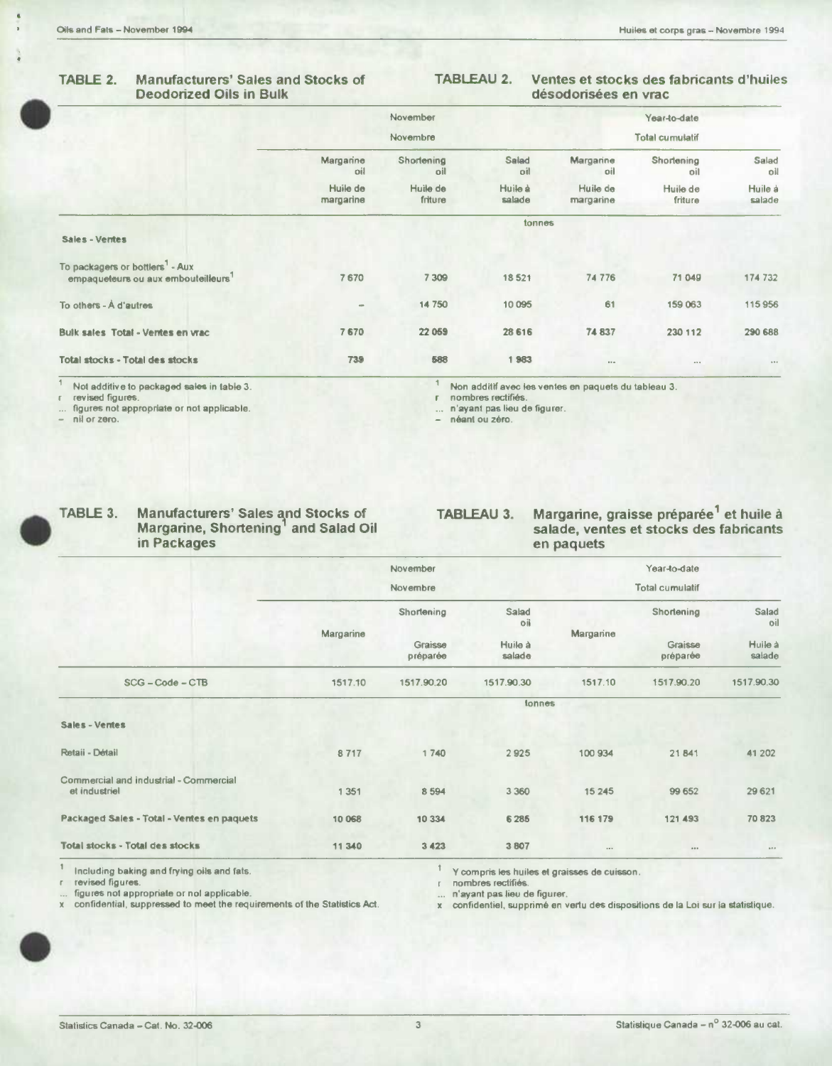## TABLE 2. Manufacturers' Sales and Stocks of Deodorized Oils in Bulk

## TABLEAU 2. Ventes et stocks des fabricants d'huiles désodorisées en vrac

| | November<br>Novembre | | | Year-to-date<br>Total cumulatif | | |
|---|---|---|---|---|---|---|
| | Margarine oil<br>Huile de margarine | Shortening oil<br>Huile de friture | Salad oil<br>Huile à salade | Margarine oil<br>Huile de margarine | Shortening oil<br>Huile de friture | Salad oil<br>Huile à salade |
| | | | tonnes | | | |
| **Sales - Ventes** | | | | | | |
| To packagers or bottlers[1] - Aux empaqueteurs ou aux embouteilleurs[1] | 7 670 | 7 309 | 18 521 | 74 776 | 71 049 | 174 732 |
| To others - À d'autres | – | 14 750 | 10 095 | 61 | 159 063 | 115 956 |
| **Bulk sales Total - Ventes en vrac** | 7 670 | 22 059 | 28 616 | 74 837 | 230 112 | 290 688 |
| **Total stocks - Total des stocks** | 739 | 588 | 1 983 | ... | ... | ... |

1 Not additive to packaged sales in table 3.
r revised figures.
... figures not appropriate or not applicable.
– nil or zero.

1 Non additif avec les ventes en paquets du tableau 3.
r nombres rectifiés.
... n'ayant pas lieu de figurer.
– néant ou zéro.

## TABLE 3. Manufacturers' Sales and Stocks of Margarine, Shortening[1] and Salad Oil in Packages

## TABLEAU 3. Margarine, graisse préparée[1] et huile à salade, ventes et stocks des fabricants en paquets

| | November<br>Novembre | | | Year-to-date<br>Total cumulatif | | |
|---|---|---|---|---|---|---|
| | Margarine | Shortening<br>Graisse préparée | Salad oil<br>Huile à salade | Margarine | Shortening<br>Graisse préparée | Salad oil<br>Huile à salade |
| SCG – Code – CTB | 1517.10 | 1517.90.20 | 1517.90.30 | 1517.10 | 1517.90.20 | 1517.90.30 |
| | | | tonnes | | | |
| **Sales - Ventes** | | | | | | |
| Retail - Détail | 8 717 | 1 740 | 2 925 | 100 934 | 21 841 | 41 202 |
| Commercial and industrial - Commercial et industriel | 1 351 | 8 594 | 3 360 | 15 245 | 99 652 | 29 621 |
| **Packaged Sales - Total - Ventes en paquets** | 10 068 | 10 334 | 6 285 | 116 179 | 121 493 | 70 823 |
| **Total stocks - Total des stocks** | 11 340 | 3 423 | 3 807 | ... | ... | ... |

1 Including baking and frying oils and fats.
r revised figures.
... figures not appropriate or not applicable.
x confidential, suppressed to meet the requirements of the Statistics Act.

1 Y compris les huiles et graisses de cuisson.
r nombres rectifiés.
... n'ayant pas lieu de figurer.
x confidentiel, supprimé en vertu des dispositions de la Loi sur la statistique.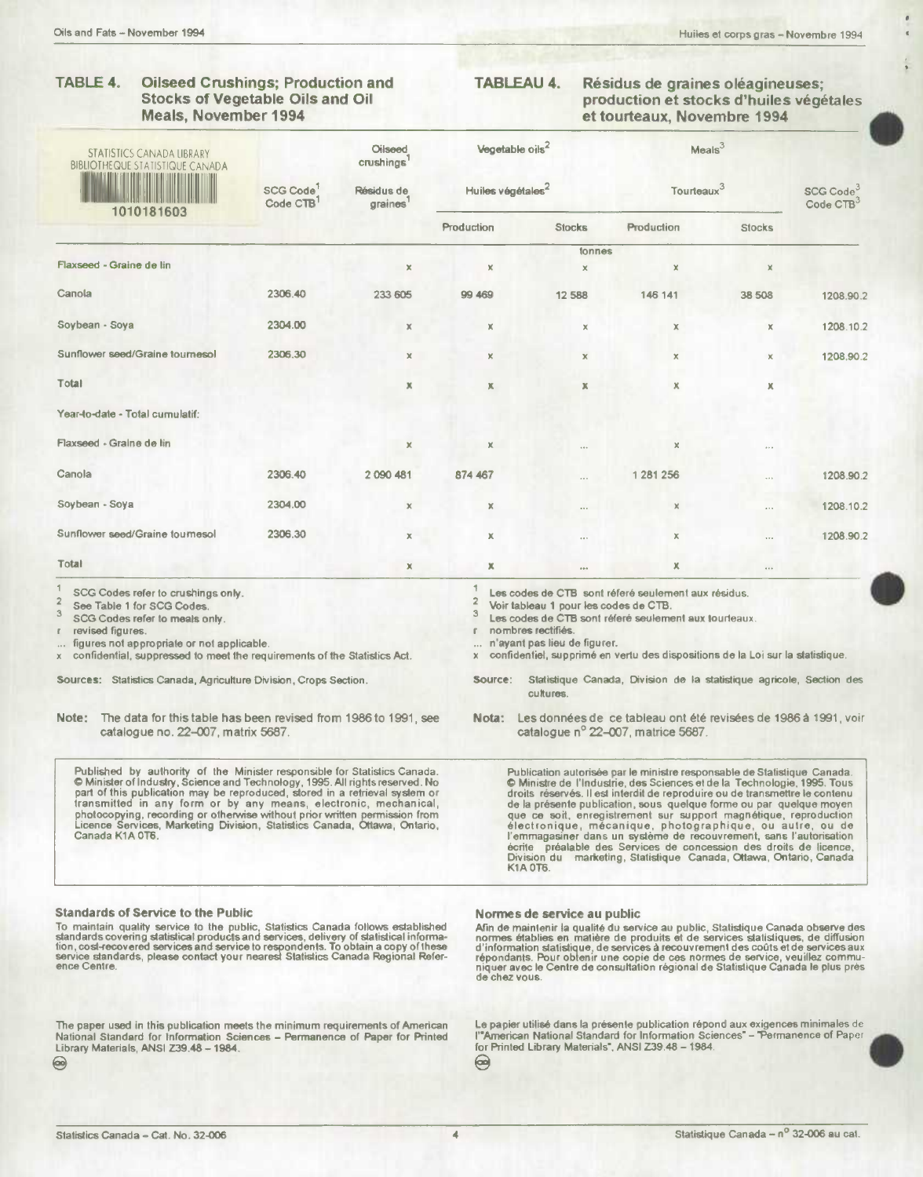## TABLE 4. Oilseed Crushings; Production and Stocks of Vegetable Oils and Oil Meals, November 1994

## TABLEAU 4. Résidus de graines oléagineuses; production et stocks d'huiles végétales et tourteaux, Novembre 1994

STATISTICS CANADA LIBRARY
BIBLIOTHEQUE STATISTIQUE CANADA
1010181603

| | SCG Code[1] Code CTB[1] | Oilseed crushings[1] Résidus de graines[1] | Vegetable oils[2] Huiles végétales[2] | | Meals[3] Tourteaux[3] | | SCG Code[3] Code CTB[3] |
|---|---|---|---|---|---|---|---|
| | | | Production | Stocks | Production | Stocks | |
| | | | tonnes | | | | |
| Flaxseed - Graine de lin | | x | x | x | x | x | |
| Canola | 2306.40 | 233 605 | 99 469 | 12 588 | 146 141 | 38 508 | 1208.90.2 |
| Soybean - Soya | 2304.00 | x | x | x | x | x | 1208.10.2 |
| Sunflower seed/Graine tournesol | 2306.30 | x | x | x | x | x | 1208.90.2 |
| Total | | x | x | x | x | x | |
| Year-to-date - Total cumulatif: | | | | | | | |
| Flaxseed - Graine de lin | | x | x | ... | x | ... | |
| Canola | 2306.40 | 2 090 481 | 874 467 | ... | 1 281 256 | ... | 1208.90.2 |
| Soybean - Soya | 2304.00 | x | x | ... | x | ... | 1208.10.2 |
| Sunflower seed/Graine tournesol | 2306.30 | x | x | ... | x | ... | 1208.90.2 |
| Total | | x | x | ... | x | ... | |

1 SCG Codes refer to crushings only.
2 See Table 1 for SCG Codes.
3 SCG Codes refer to meals only.
r revised figures.
... figures not appropriate or not applicable.
x confidential, suppressed to meet the requirements of the Statistics Act.

1 Les codes de CTB sont référé seulement aux résidus.
2 Voir tableau 1 pour les codes de CTB.
3 Les codes de CTB sont référé seulement aux tourteaux.
r nombres rectifiés.
... n'ayant pas lieu de figurer.
x confidentiel, supprimé en vertu des dispositions de la Loi sur la statistique.

**Sources:** Statistics Canada, Agriculture Division, Crops Section.

**Source:** Statistique Canada, Division de la statistique agricole, Section des cultures.

**Note:** The data for this table has been revised from 1986 to 1991, see catalogue no. 22-007, matrix 5687.

**Nota:** Les données de ce tableau ont été revisées de 1986 à 1991, voir catalogue n° 22-007, matrice 5687.

Published by authority of the Minister responsible for Statistics Canada. © Minister of Industry, Science and Technology, 1995. All rights reserved. No part of this publication may be reproduced, stored in a retrieval system or transmitted in any form or by any means, electronic, mechanical, photocopying, recording or otherwise without prior written permission from Licence Services, Marketing Division, Statistics Canada, Ottawa, Ontario, Canada K1A 0T6.

Publication autorisée par le ministre responsable de Statistique Canada. © Ministre de l'Industrie, des Sciences et de la Technologie, 1995. Tous droits réservés. Il est interdit de reproduire ou de transmettre le contenu de la présente publication, sous quelque forme ou par quelque moyen que ce soit, enregistrement sur support magnétique, reproduction électronique, mécanique, photographique, ou autre, ou de l'emmagasiner dans un système de recouvrement, sans l'autorisation écrite préalable des Services de concession des droits de licence, Division du marketing, Statistique Canada, Ottawa, Ontario, Canada K1A 0T6.

### Standards of Service to the Public

To maintain quality service to the public, Statistics Canada follows established standards covering statistical products and services, delivery of statistical information, cost-recovered services and service to respondents. To obtain a copy of these service standards, please contact your nearest Statistics Canada Regional Reference Centre.

### Normes de service au public

Afin de maintenir la qualité du service au public, Statistique Canada observe des normes établies en matière de produits et de services statistiques, de diffusion d'information statistique, de services à recouvrement des coûts et de services aux répondants. Pour obtenir une copie de ces normes de service, veuillez communiquer avec le Centre de consultation régional de Statistique Canada le plus près de chez vous.

The paper used in this publication meets the minimum requirements of American National Standard for Information Sciences – Permanence of Paper for Printed Library Materials, ANSI Z39.48 – 1984.

Le papier utilisé dans la présente publication répond aux exigences minimales de l'"American National Standard for Information Sciences" – "Permanence of Paper for Printed Library Materials", ANSI Z39.48 – 1984.